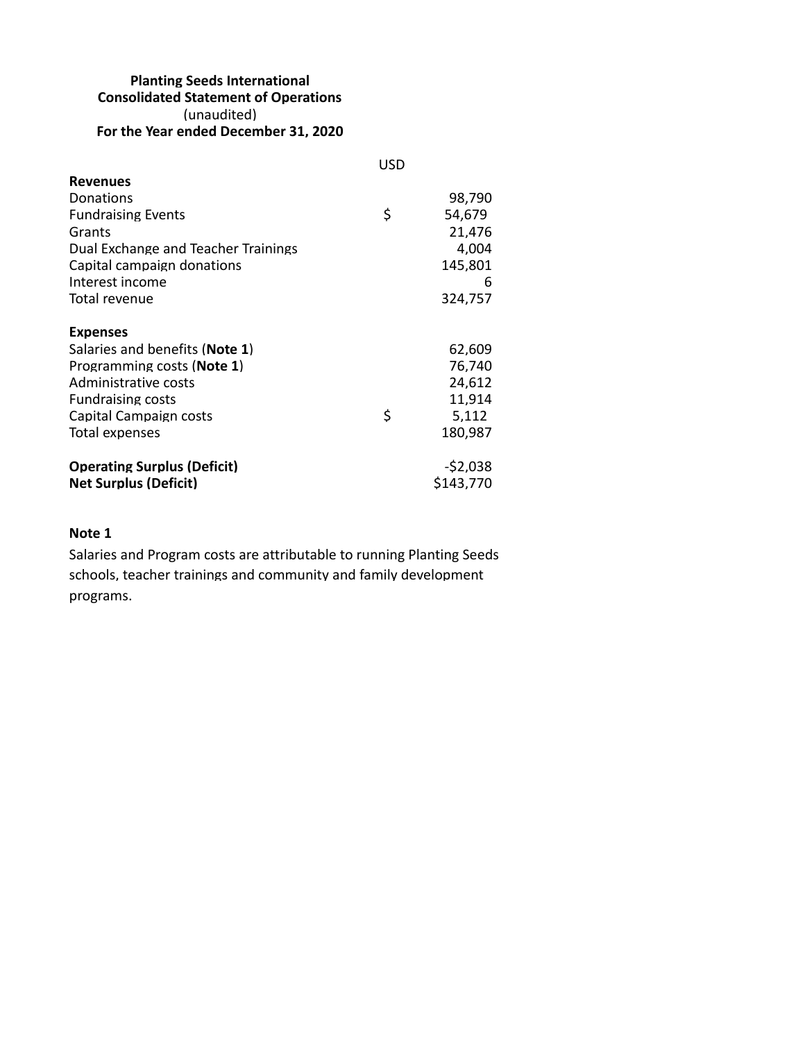**Planting Seeds International**
**Consolidated Statement of Operations**
(unaudited)
**For the Year ended December 31, 2020**

| | USD | |
|---|---|---|
| **Revenues** | | |
| Donations | | 98,790 |
| Fundraising Events | $ | 54,679 |
| Grants | | 21,476 |
| Dual Exchange and Teacher Trainings | | 4,004 |
| Capital campaign donations | | 145,801 |
| Interest income | | 6 |
| Total revenue | | 324,757 |
| | | |
| **Expenses** | | |
| Salaries and benefits (**Note 1**) | | 62,609 |
| Programming costs (**Note 1**) | | 76,740 |
| Administrative costs | | 24,612 |
| Fundraising costs | | 11,914 |
| Capital Campaign costs | $ | 5,112 |
| Total expenses | | 180,987 |
| | | |
| **Operating Surplus (Deficit)** | | -$2,038 |
| **Net Surplus (Deficit)** | | $143,770 |

**Note 1**

Salaries and Program costs are attributable to running Planting Seeds schools, teacher trainings and community and family development programs.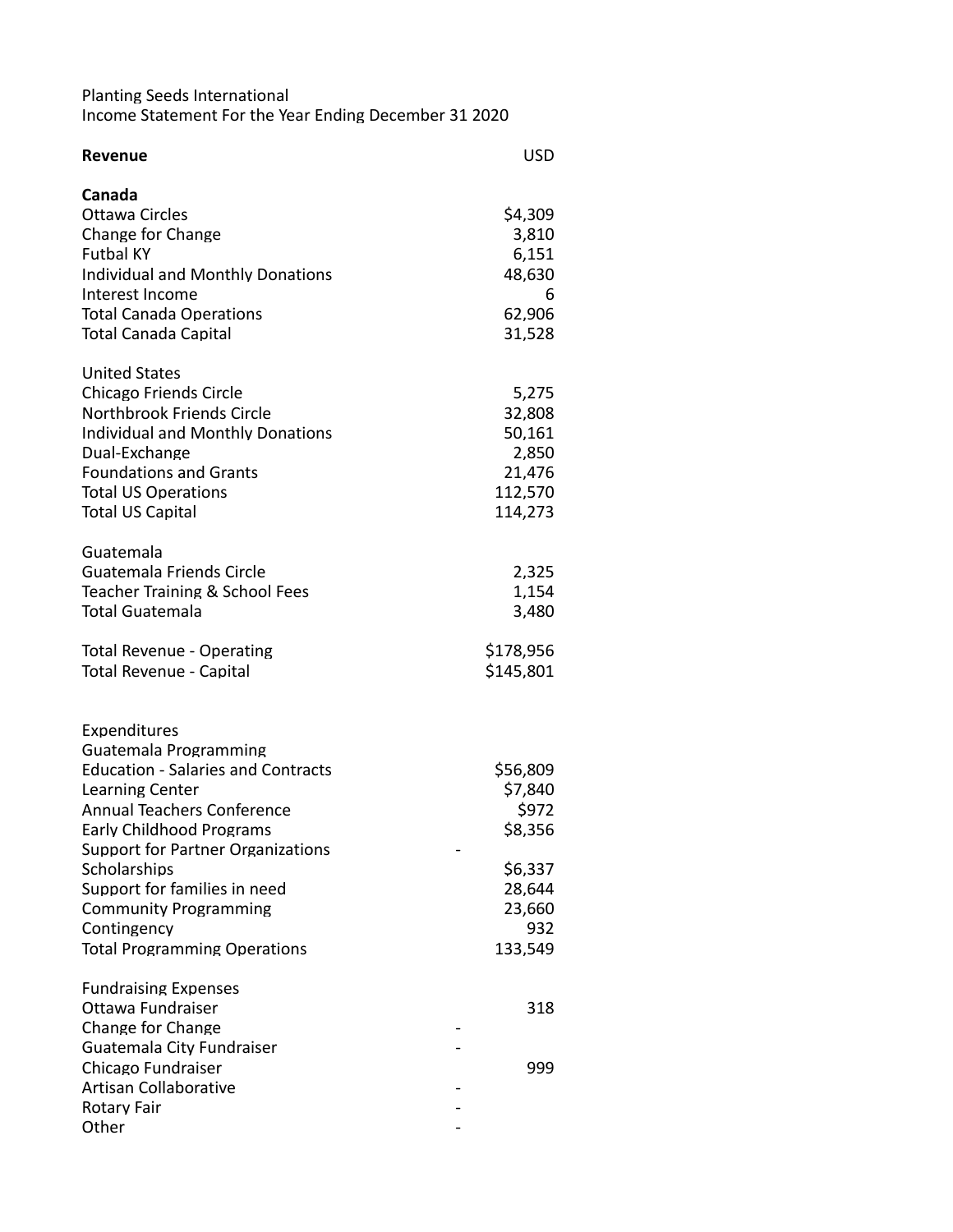Planting Seeds International
Income Statement For the Year Ending December 31 2020

| **Revenue** | USD |
|---|---|
| **Canada** | |
| Ottawa Circles | $4,309 |
| Change for Change | 3,810 |
| Futbal KY | 6,151 |
| Individual and Monthly Donations | 48,630 |
| Interest Income | 6 |
| Total Canada Operations | 62,906 |
| Total Canada Capital | 31,528 |
| | |
| United States | |
| Chicago Friends Circle | 5,275 |
| Northbrook Friends Circle | 32,808 |
| Individual and Monthly Donations | 50,161 |
| Dual-Exchange | 2,850 |
| Foundations and Grants | 21,476 |
| Total US Operations | 112,570 |
| Total US Capital | 114,273 |
| | |
| Guatemala | |
| Guatemala Friends Circle | 2,325 |
| Teacher Training & School Fees | 1,154 |
| Total Guatemala | 3,480 |
| | |
| Total Revenue - Operating | $178,956 |
| Total Revenue - Capital | $145,801 |
| | |
| Expenditures | |
| Guatemala Programming | |
| Education - Salaries and Contracts | $56,809 |
| Learning Center | $7,840 |
| Annual Teachers Conference | $972 |
| Early Childhood Programs | $8,356 |
| Support for Partner Organizations | - |
| Scholarships | $6,337 |
| Support for families in need | 28,644 |
| Community Programming | 23,660 |
| Contingency | 932 |
| Total Programming Operations | 133,549 |
| | |
| Fundraising Expenses | |
| Ottawa Fundraiser | 318 |
| Change for Change | - |
| Guatemala City Fundraiser | - |
| Chicago Fundraiser | 999 |
| Artisan Collaborative | - |
| Rotary Fair | - |
| Other | - |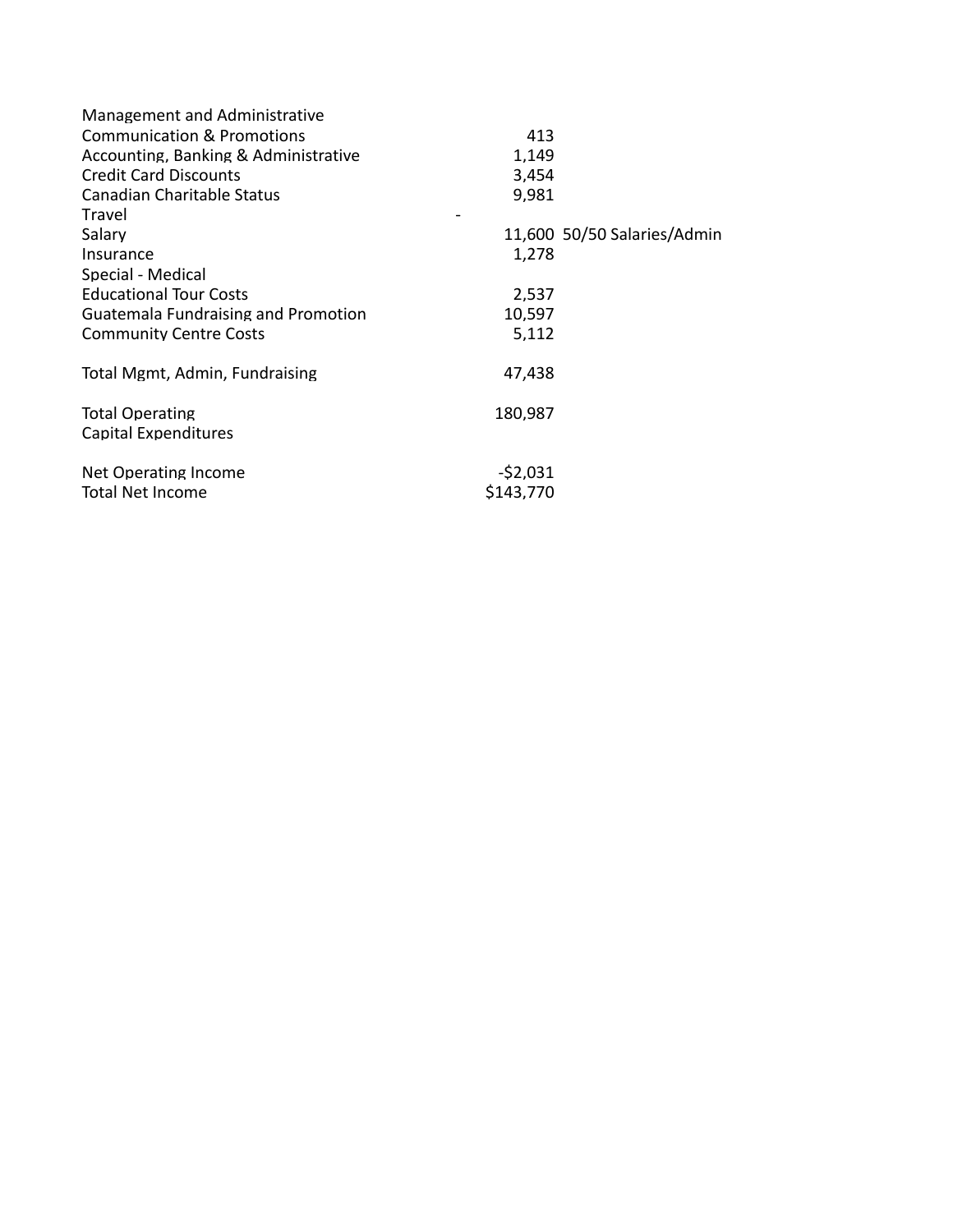| | | |
|---|---|---|
| Management and Administrative | | |
| Communication & Promotions | 413 | |
| Accounting, Banking & Administrative | 1,149 | |
| Credit Card Discounts | 3,454 | |
| Canadian Charitable Status | 9,981 | |
| Travel | - | |
| Salary | 11,600 | 50/50 Salaries/Admin |
| Insurance | 1,278 | |
| Special - Medical | | |
| Educational Tour Costs | 2,537 | |
| Guatemala Fundraising and Promotion | 10,597 | |
| Community Centre Costs | 5,112 | |
| | | |
| Total Mgmt, Admin, Fundraising | 47,438 | |
| | | |
| Total Operating | 180,987 | |
| Capital Expenditures | | |
| | | |
| Net Operating Income | -$2,031 | |
| Total Net Income | $143,770 | |